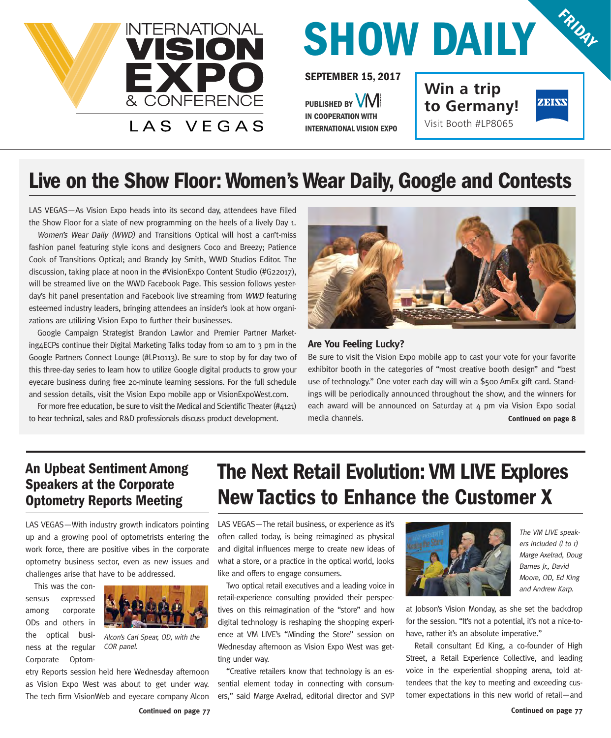# SHOW DAILY

FRIDAY

INTERNATIONAL VISION EXPO & CONFERENCE LAS VEGAS

**SEPTEMBER 15, 2017**

**PUBLISHED BY VM IN COOPERATION WITH INTERNATIONAL VISION EXPO**

**Win a trip to Germany!** Visit Booth #LP8065 ZEISS

## Live on the Show Floor: Women's Wear Daily, Google and Contests

LAS VEGAS—As Vision Expo heads into its second day, attendees have filled the Show Floor for a slate of new programming on the heels of a lively Day 1.

*Women's Wear Daily (WWD)* and Transitions Optical will host a can't-miss fashion panel featuring style icons and designers Coco and Breezy; Patience Cook of Transitions Optical; and Brandy Joy Smith, WWD Studios Editor. The discussion, taking place at noon in the #VisionExpo Content Studio (#G22017), will be streamed live on the WWD Facebook Page. This session follows yesterday's hit panel presentation and Facebook live streaming from *WWD* featuring esteemed industry leaders, bringing attendees an insider's look at how organizations are utilizing Vision Expo to further their businesses.

Google Campaign Strategist Brandon Lawlor and Premier Partner Marketing4ECPs continue their Digital Marketing Talks today from 10 am to 3 pm in the Google Partners Connect Lounge (#LP10113). Be sure to stop by for day two of this three-day series to learn how to utilize Google digital products to grow your eyecare business during free 20-minute learning sessions. For the full schedule and session details, visit the Vision Expo mobile app or VisionExpoWest.com.

For more free education, be sure to visit the Medical and Scientific Theater (#4121) to hear technical, sales and R&D professionals discuss product development.

### Are You Feeling Lucky?

Be sure to visit the Vision Expo mobile app to cast your vote for your favorite exhibitor booth in the categories of "most creative booth design" and "best use of technology." One voter each day will win a $500 AmEx gift card. Standings will be periodically announced throughout the show, and the winners for each award will be announced on Saturday at 4 pm via Vision Expo social media channels.

**Continued on page 8**

## An Upbeat Sentiment Among Speakers at the Corporate Optometry Reports Meeting

LAS VEGAS—With industry growth indicators pointing up and a growing pool of optometrists entering the work force, there are positive vibes in the corporate optometry business sector, even as new issues and challenges arise that have to be addressed.

This was the consensus expressed among corporate ODs and others in the optical business at the regular Corporate Optometry Reports session held here Wednesday afternoon as Vision Expo West was about to get under way. The tech firm VisionWeb and eyecare company Alcon

*Alcon's Carl Spear, OD, with the COR panel.*

**Continued on page 77**

## The Next Retail Evolution: VM LIVE Explores New Tactics to Enhance the Customer X

LAS VEGAS—The retail business, or experience as it's often called today, is being reimagined as physical and digital influences merge to create new ideas of what a store, or a practice in the optical world, looks like and offers to engage consumers.

Two optical retail executives and a leading voice in retail-experience consulting provided their perspectives on this reimagination of the "store" and how digital technology is reshaping the shopping experience at VM LIVE's "Minding the Store" session on Wednesday afternoon as Vision Expo West was getting under way.

"Creative retailers know that technology is an essential element today in connecting with consumers," said Marge Axelrad, editorial director and SVP at Jobson's Vision Monday, as she set the backdrop for the session. "It's not a potential, it's not a nice-to-have, rather it's an absolute imperative."

*The VM LIVE speakers included (l to r) Marge Axelrad, Doug Barnes Jr., David Moore, OD, Ed King and Andrew Karp.*

Retail consultant Ed King, a co-founder of High Street, a Retail Experience Collective, and leading voice in the experiential shopping arena, told attendees that the key to meeting and exceeding customer expectations in this new world of retail—and

**Continued on page 77**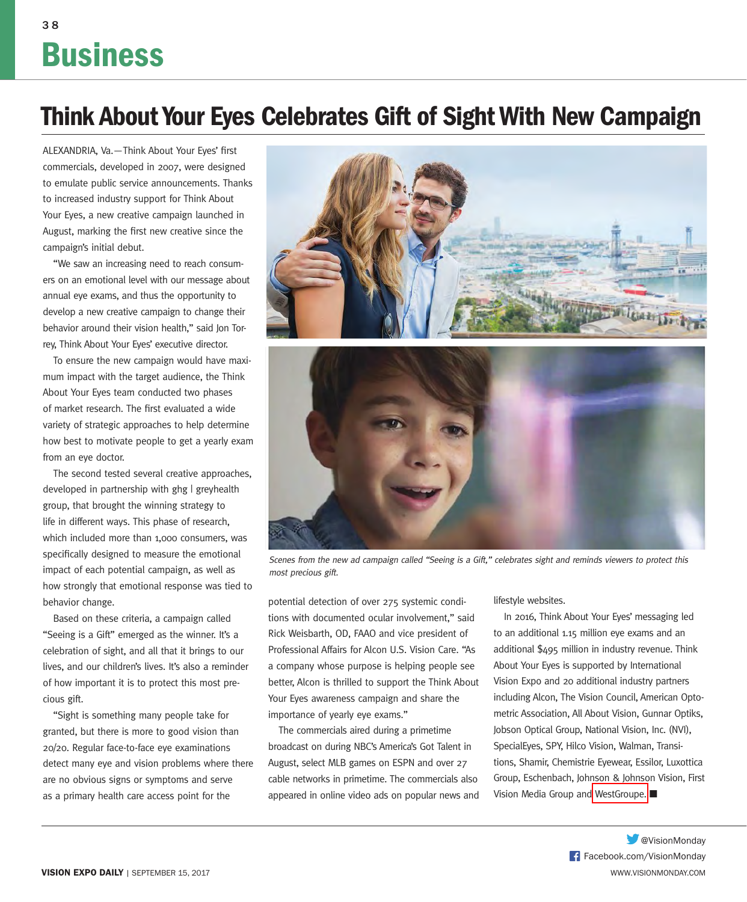# Business

## Think About Your Eyes Celebrates Gift of Sight With New Campaign

ALEXANDRIA, Va.—Think About Your Eyes' first commercials, developed in 2007, were designed to emulate public service announcements. Thanks to increased industry support for Think About Your Eyes, a new creative campaign launched in August, marking the first new creative since the campaign's initial debut.

"We saw an increasing need to reach consumers on an emotional level with our message about annual eye exams, and thus the opportunity to develop a new creative campaign to change their behavior around their vision health," said Jon Torrey, Think About Your Eyes' executive director.

To ensure the new campaign would have maximum impact with the target audience, the Think About Your Eyes team conducted two phases of market research. The first evaluated a wide variety of strategic approaches to help determine how best to motivate people to get a yearly exam from an eye doctor.

The second tested several creative approaches, developed in partnership with ghg | greyhealth group, that brought the winning strategy to life in different ways. This phase of research, which included more than 1,000 consumers, was specifically designed to measure the emotional impact of each potential campaign, as well as how strongly that emotional response was tied to behavior change.

Based on these criteria, a campaign called "Seeing is a Gift" emerged as the winner. It's a celebration of sight, and all that it brings to our lives, and our children's lives. It's also a reminder of how important it is to protect this most precious gift.

*Scenes from the new ad campaign called "Seeing is a Gift," celebrates sight and reminds viewers to protect this most precious gift.*

"Sight is something many people take for granted, but there is more to good vision than 20/20. Regular face-to-face eye examinations detect many eye and vision problems where there are no obvious signs or symptoms and serve as a primary health care access point for the potential detection of over 275 systemic conditions with documented ocular involvement," said Rick Weisbarth, OD, FAAO and vice president of Professional Affairs for Alcon U.S. Vision Care. "As a company whose purpose is helping people see better, Alcon is thrilled to support the Think About Your Eyes awareness campaign and share the importance of yearly eye exams."

The commercials aired during a primetime broadcast on during NBC's America's Got Talent in August, select MLB games on ESPN and over 27 cable networks in primetime. The commercials also appeared in online video ads on popular news and lifestyle websites.

In 2016, Think About Your Eyes' messaging led to an additional 1.15 million eye exams and an additional $495 million in industry revenue. Think About Your Eyes is supported by International Vision Expo and 20 additional industry partners including Alcon, The Vision Council, American Optometric Association, All About Vision, Gunnar Optiks, Jobson Optical Group, National Vision, Inc. (NVI), SpecialEyes, SPY, Hilco Vision, Walman, Transitions, Shamir, Chemistrie Eyewear, Essilor, Luxottica Group, Eschenbach, Johnson & Johnson Vision, First Vision Media Group and WestGroupe. ■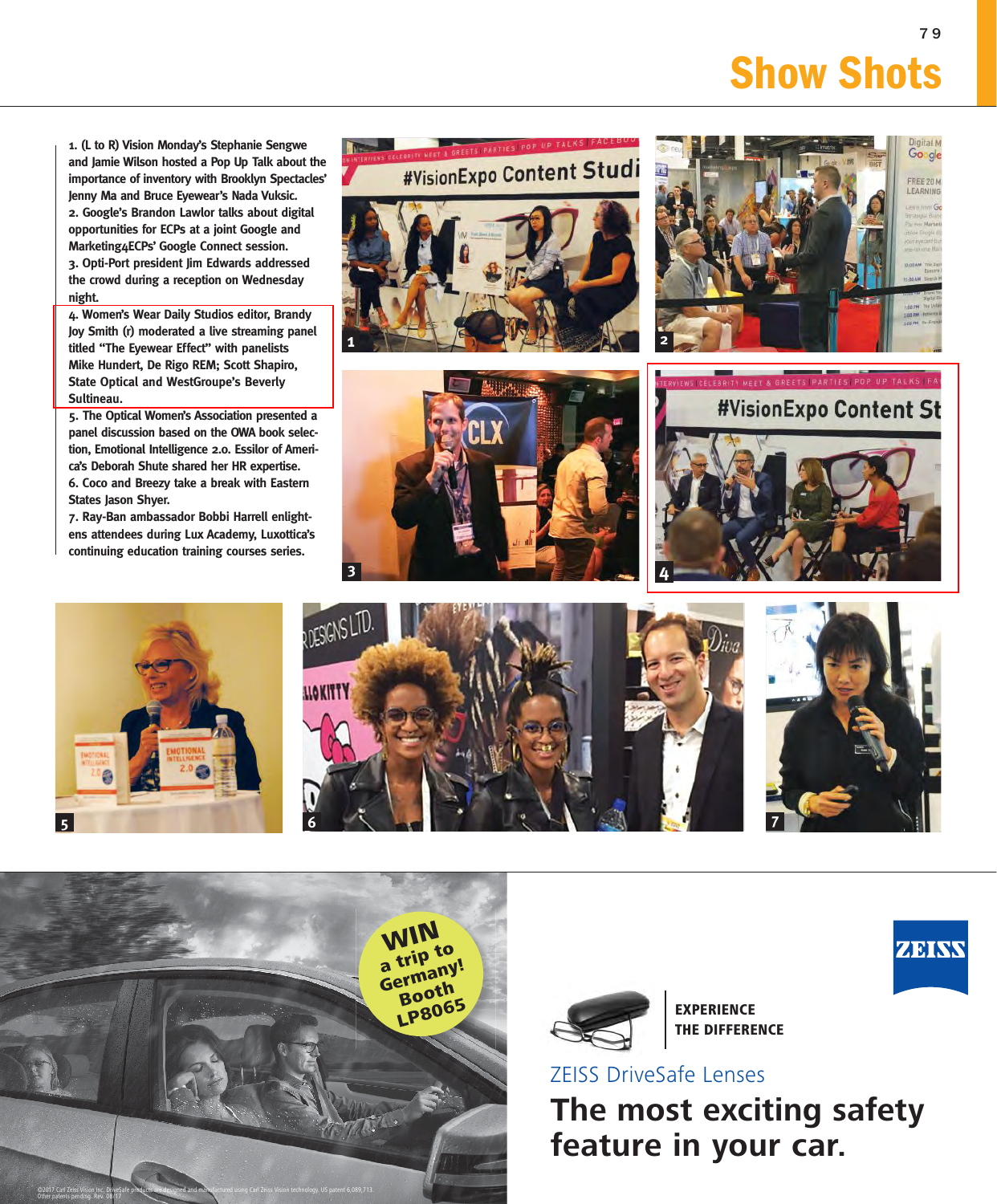# Show Shots

1. (L to R) Vision Monday's Stephanie Sengwe and Jamie Wilson hosted a Pop Up Talk about the importance of inventory with Brooklyn Spectacles' Jenny Ma and Bruce Eyewear's Nada Vuksic.
2. Google's Brandon Lawlor talks about digital opportunities for ECPs at a joint Google and Marketing4ECPs' Google Connect session.
3. Opti-Port president Jim Edwards addressed the crowd during a reception on Wednesday night.
4. Women's Wear Daily Studios editor, Brandy Joy Smith (r) moderated a live streaming panel titled "The Eyewear Effect" with panelists Mike Hundert, De Rigo REM; Scott Shapiro, State Optical and WestGroupe's Beverly Sultineau.
5. The Optical Women's Association presented a panel discussion based on the OWA book selection, Emotional Intelligence 2.0. Essilor of America's Deborah Shute shared her HR expertise.
6. Coco and Breezy take a break with Eastern States Jason Shyer.
7. Ray-Ban ambassador Bobbi Harrell enlightens attendees during Lux Academy, Luxottica's continuing education training courses series.

WIN a trip to Germany! Booth LP8065

ZEISS

EXPERIENCE THE DIFFERENCE

ZEISS DriveSafe Lenses

**The most exciting safety feature in your car.**

©2017 Carl Zeiss Vision Inc. DriveSafe products are designed and manufactured using Carl Zeiss Vision technology. US patent 6,089,713. Other patents pending. Rev. 08/17